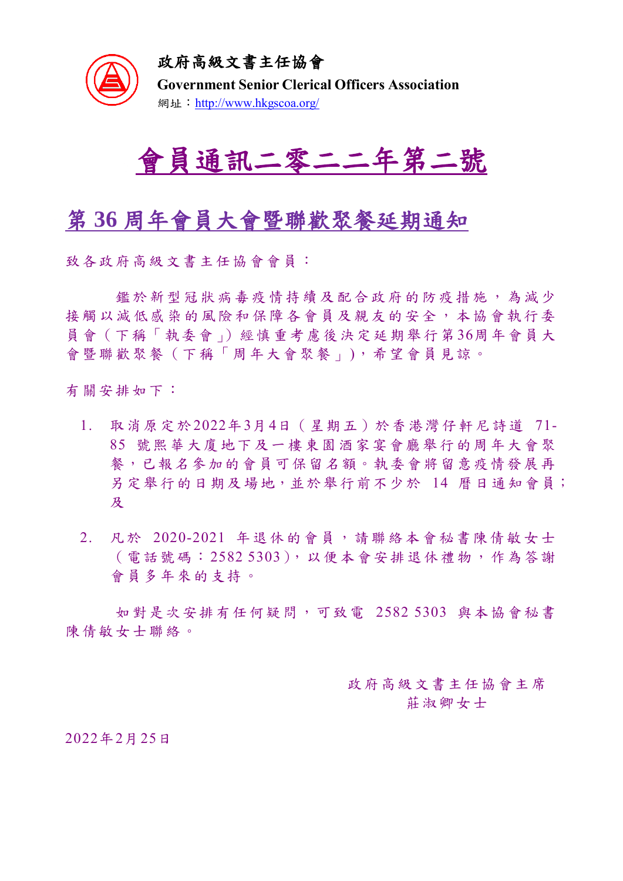**政府高級文書主任協會**

**Government Senior Clerical Officers Association**

網址：http://www.hkgscoa.org/

# 會員通訊二零二二年第二號

## 第 36 周年會員大會暨聯歡聚餐延期通知

致各政府高級文書主任協會會員：

鑑於新型冠狀病毒疫情持續及配合政府的防疫措施，為減少接觸以減低感染的風險和保障各會員及親友的安全，本協會執行委員會（下稱「執委會」）經慎重考慮後決定延期舉行第36周年會員大會暨聯歡聚餐（下稱「周年大會聚餐」），希望會員見諒。

有關安排如下：

1. 取消原定於2022年3月4日（星期五）於香港灣仔軒尼詩道 71-85 號熙華大廈地下及一樓東園酒家宴會廳舉行的周年大會聚餐，已報名參加的會員可保留名額。執委會將留意疫情發展再另定舉行的日期及場地，並於舉行前不少於 14 曆日通知會員；及

2. 凡於 2020-2021 年退休的會員，請聯絡本會秘書陳倩敏女士（電話號碼：2582 5303），以便本會安排退休禮物，作為答謝會員多年來的支持。

如對是次安排有任何疑問，可致電 2582 5303 與本協會秘書陳倩敏女士聯絡。

政府高級文書主任協會主席
莊淑卿女士

2022年2月25日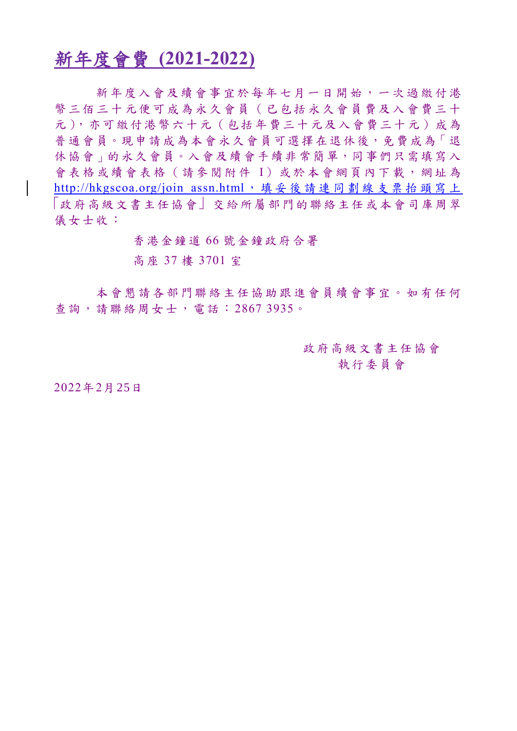# 新年度會費 (2021-2022)

新年度入會及續會事宜於每年七月一日開始，一次過繳付港幣三佰三十元便可成為永久會員（已包括永久會員費及入會費三十元），亦可繳付港幣六十元（包括年費三十元及入會費三十元）成為普通會員。現申請成為本會永久會員可選擇在退休後，免費成為「退休協會」的永久會員。入會及續會手續非常簡單，同事們只需填寫入會表格或續會表格（請參閱附件 I）或於本會網頁內下載，網址為 http://hkgscoa.org/join_assn.html，填妥後請連同劃線支票抬頭寫上「政府高級文書主任協會」交給所屬部門的聯絡主任或本會司庫周翠儀女士收：

香港金鐘道 66 號金鐘政府合署

高座 37 樓 3701 室

本會懇請各部門聯絡主任協助跟進會員續會事宜。如有任何查詢，請聯絡周女士，電話：2867 3935。

政府高級文書主任協會

執行委員會

2022年2月25日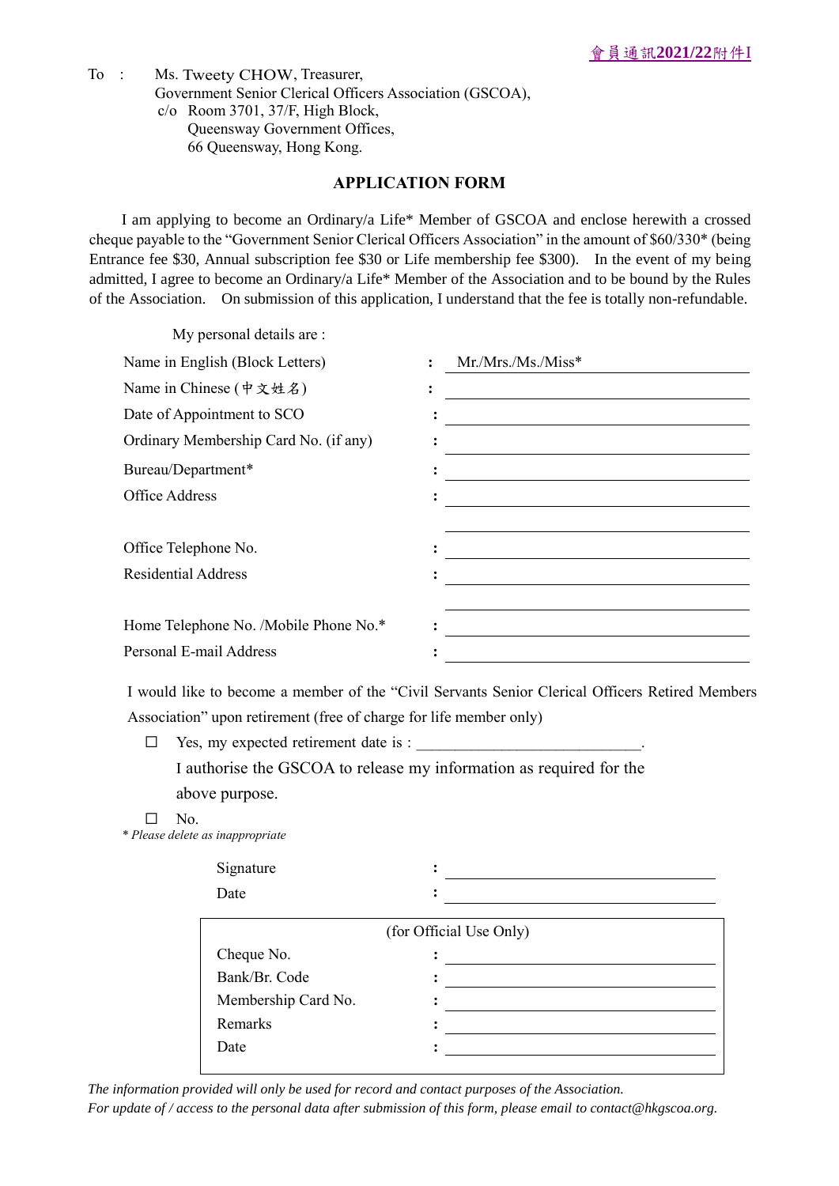會員通訊2021/22附件I

To : Ms. Tweety CHOW, Treasurer,
Government Senior Clerical Officers Association (GSCOA),
c/o Room 3701, 37/F, High Block,
Queensway Government Offices,
66 Queensway, Hong Kong.

## APPLICATION FORM

I am applying to become an Ordinary/a Life* Member of GSCOA and enclose herewith a crossed cheque payable to the "Government Senior Clerical Officers Association" in the amount of $60/330* (being Entrance fee $30, Annual subscription fee $30 or Life membership fee $300). In the event of my being admitted, I agree to become an Ordinary/a Life* Member of the Association and to be bound by the Rules of the Association. On submission of this application, I understand that the fee is totally non-refundable.

My personal details are :

Name in English (Block Letters) : Mr./Mrs./Ms./Miss* ______________________

Name in Chinese (中文姓名) : ______________________

Date of Appointment to SCO : ______________________

Ordinary Membership Card No. (if any) : ______________________

Bureau/Department* : ______________________

Office Address : ______________________

______________________

Office Telephone No. : ______________________

Residential Address : ______________________

______________________

Home Telephone No. /Mobile Phone No.* : ______________________

Personal E-mail Address : ______________________

I would like to become a member of the "Civil Servants Senior Clerical Officers Retired Members Association" upon retirement (free of charge for life member only)

☐ Yes, my expected retirement date is : ____________________________.
I authorise the GSCOA to release my information as required for the above purpose.

☐ No.

*\* Please delete as inappropriate*

Signature : ______________________

Date : ______________________

| (for Official Use Only) | |
|---|---|
| Cheque No. | : ______________________ |
| Bank/Br. Code | : ______________________ |
| Membership Card No. | : ______________________ |
| Remarks | : ______________________ |
| Date | : ______________________ |

*The information provided will only be used for record and contact purposes of the Association.*
*For update of / access to the personal data after submission of this form, please email to contact@hkgscoa.org.*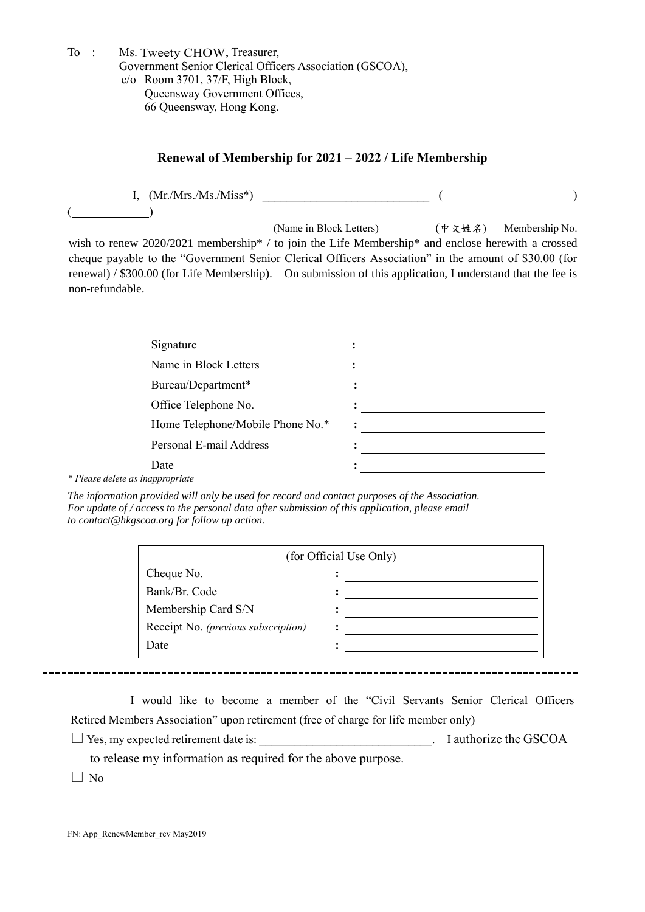To : Ms. Tweety CHOW, Treasurer,
Government Senior Clerical Officers Association (GSCOA),
c/o Room 3701, 37/F, High Block,
Queensway Government Offices,
66 Queensway, Hong Kong.

### Renewal of Membership for 2021 – 2022 / Life Membership

I, (Mr./Mrs./Ms./Miss*) ____________________________ ( ____________________ ) ( ____________ )

(Name in Block Letters) (中文姓名) Membership No.

wish to renew 2020/2021 membership* / to join the Life Membership* and enclose herewith a crossed cheque payable to the "Government Senior Clerical Officers Association" in the amount of $30.00 (for renewal) / $300.00 (for Life Membership). On submission of this application, I understand that the fee is non-refundable.

| | | |
|---|---|---|
| Signature | : | ____________________ |
| Name in Block Letters | : | ____________________ |
| Bureau/Department* | : | ____________________ |
| Office Telephone No. | : | ____________________ |
| Home Telephone/Mobile Phone No.* | : | ____________________ |
| Personal E-mail Address | : | ____________________ |
| Date | : | ____________________ |

*\* Please delete as inappropriate*

*The information provided will only be used for record and contact purposes of the Association. For update of / access to the personal data after submission of this application, please email to contact@hkgscoa.org for follow up action.*

| (for Official Use Only) | | |
|---|---|---|
| Cheque No. | : | ____________________ |
| Bank/Br. Code | : | ____________________ |
| Membership Card S/N | : | ____________________ |
| Receipt No. *(previous subscription)* | : | ____________________ |
| Date | : | ____________________ |

---

I would like to become a member of the "Civil Servants Senior Clerical Officers Retired Members Association" upon retirement (free of charge for life member only)

☐ Yes, my expected retirement date is: ____________________________. I authorize the GSCOA to release my information as required for the above purpose.

☐ No

FN: App_RenewMember_rev May2019